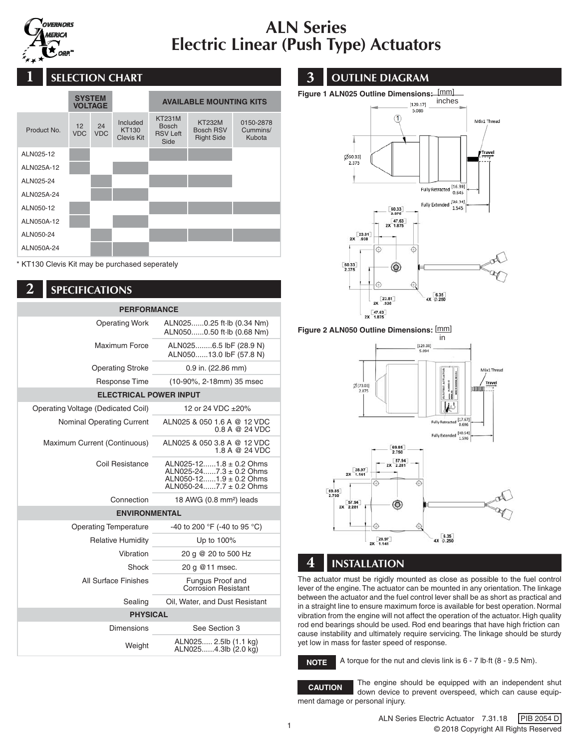# ALN Series Electric Linear (Push Type) Actuators

## 1 SELECTION CHART

| | SYSTEM VOLTAGE | | | AVAILABLE MOUNTING KITS | | |
|---|---|---|---|---|---|---|
| Product No. | 12 VDC | 24 VDC | Included KT130 Clevis Kit | KT231M Bosch RSV Left Side | KT232M Bosch RSV Right Side | 0150-2878 Cummins/ Kubota |
| ALN025-12 | ■ | | | ■ | ■ | |
| ALN025A-12 | ■ | | ■ | | | |
| ALN025-24 | | ■ | | ■ | ■ | |
| ALN025A-24 | | ■ | ■ | | | |
| ALN050-12 | ■ | | | ■ | ■ | ■ |
| ALN050A-12 | ■ | | ■ | | | |
| ALN050-24 | | ■ | | ■ | ■ | ■ |
| ALN050A-24 | | ■ | ■ | | | |

\* KT130 Clevis Kit may be purchased seperately

## 2 SPECIFICATIONS

| PERFORMANCE | |
|---|---|
| Operating Work | ALN025......0.25 ft·lb (0.34 Nm)<br>ALN050......0.50 ft·lb (0.68 Nm) |
| Maximum Force | ALN025........6.5 lbF (28.9 N)<br>ALN050......13.0 lbF (57.8 N) |
| Operating Stroke | 0.9 in. (22.86 mm) |
| Response Time | (10-90%, 2-18mm) 35 msec |
| **ELECTRICAL POWER INPUT** | |
| Operating Voltage (Dedicated Coil) | 12 or 24 VDC ±20% |
| Nominal Operating Current | ALN025 & 050 1.6 A @ 12 VDC<br>0.8 A @ 24 VDC |
| Maximum Current (Continuous) | ALN025 & 050 3.8 A @ 12 VDC<br>1.8 A @ 24 VDC |
| Coil Resistance | ALN025-12......1.8 ± 0.2 Ohms<br>ALN025-24......7.3 ± 0.2 Ohms<br>ALN050-12......1.9 ± 0.2 Ohms<br>ALN050-24......7.7 ± 0.2 Ohms |
| Connection | 18 AWG (0.8 mm²) leads |
| **ENVIRONMENTAL** | |
| Operating Temperature | -40 to 200 °F (-40 to 95 °C) |
| Relative Humidity | Up to 100% |
| Vibration | 20 g @ 20 to 500 Hz |
| Shock | 20 g @11 msec. |
| All Surface Finishes | Fungus Proof and Corrosion Resistant |
| Sealing | Oil, Water, and Dust Resistant |
| **PHYSICAL** | |
| Dimensions | See Section 3 |
| Weight | ALN025..... 2.5lb (1.1 kg)<br>ALN025......4.3lb (2.0 kg) |

## 3 OUTLINE DIAGRAM

**Figure 1 ALN025 Outline Dimensions:** [mm] inches

**Figure 2 ALN050 Outline Dimensions:** [mm] in

## 4 INSTALLATION

The actuator must be rigidly mounted as close as possible to the fuel control lever of the engine. The actuator can be mounted in any orientation. The linkage between the actuator and the fuel control lever shall be as short as practical and in a straight line to ensure maximum force is available for best operation. Normal vibration from the engine will not affect the operation of the actuator. High quality rod end bearings should be used. Rod end bearings that have high friction can cause instability and ultimately require servicing. The linkage should be sturdy yet low in mass for faster speed of response.

**NOTE** A torque for the nut and clevis link is 6 - 7 lb·ft (8 - 9.5 Nm).

**CAUTION** The engine should be equipped with an independent shut down device to prevent overspeed, which can cause equipment damage or personal injury.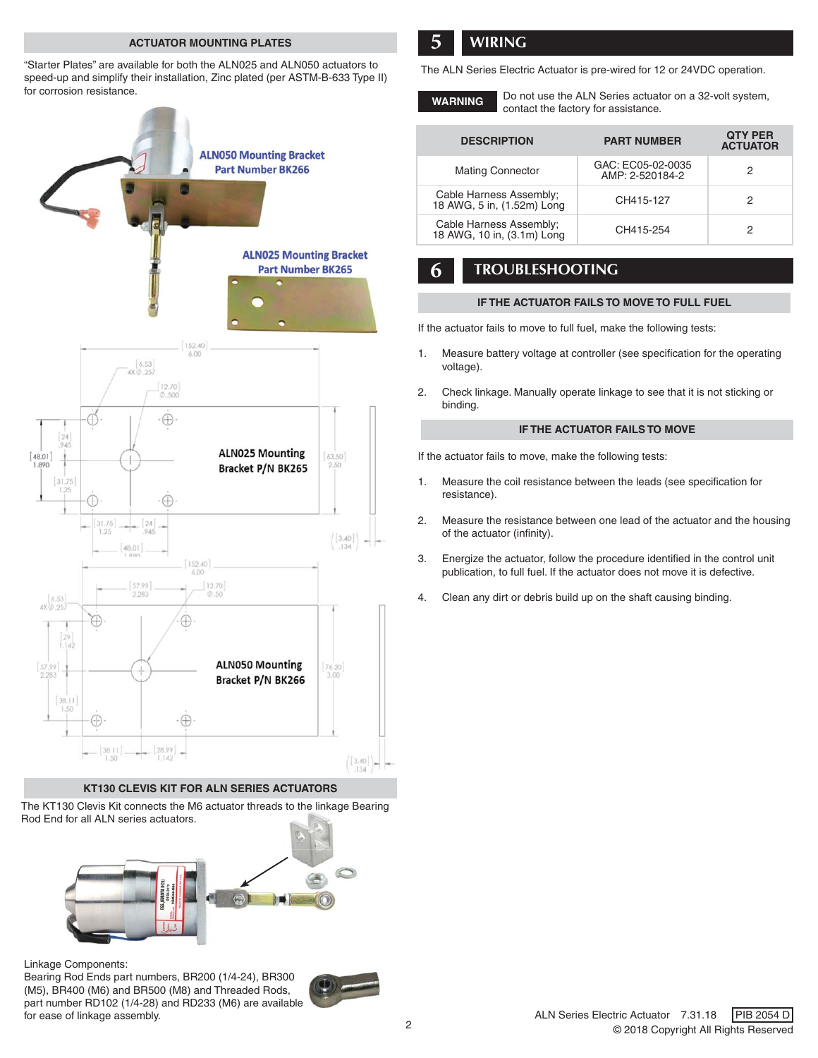## ACTUATOR MOUNTING PLATES

"Starter Plates" are available for both the ALN025 and ALN050 actuators to speed-up and simplify their installation, Zinc plated (per ASTM-B-633 Type II) for corrosion resistance.

ALN050 Mounting Bracket
Part Number BK266

ALN025 Mounting Bracket
Part Number BK265

ALN025 Mounting Bracket P/N BK265

ALN050 Mounting Bracket P/N BK266

## KT130 CLEVIS KIT FOR ALN SERIES ACTUATORS

The KT130 Clevis Kit connects the M6 actuator threads to the linkage Bearing Rod End for all ALN series actuators.

Linkage Components:
Bearing Rod Ends part numbers, BR200 (1/4-24), BR300 (M5), BR400 (M6) and BR500 (M8) and Threaded Rods, part number RD102 (1/4-28) and RD233 (M6) are available for ease of linkage assembly.

# 5 WIRING

The ALN Series Electric Actuator is pre-wired for 12 or 24VDC operation.

**WARNING** Do not use the ALN Series actuator on a 32-volt system, contact the factory for assistance.

| DESCRIPTION | PART NUMBER | QTY PER ACTUATOR |
|---|---|---|
| Mating Connector | GAC: EC05-02-0035<br>AMP: 2-520184-2 | 2 |
| Cable Harness Assembly; 18 AWG, 5 in, (1.52m) Long | CH415-127 | 2 |
| Cable Harness Assembly; 18 AWG, 10 in, (3.1m) Long | CH415-254 | 2 |

# 6 TROUBLESHOOTING

## IF THE ACTUATOR FAILS TO MOVE TO FULL FUEL

If the actuator fails to move to full fuel, make the following tests:

1. Measure battery voltage at controller (see specification for the operating voltage).
2. Check linkage. Manually operate linkage to see that it is not sticking or binding.

## IF THE ACTUATOR FAILS TO MOVE

If the actuator fails to move, make the following tests:

1. Measure the coil resistance between the leads (see specification for resistance).
2. Measure the resistance between one lead of the actuator and the housing of the actuator (infinity).
3. Energize the actuator, follow the procedure identified in the control unit publication, to full fuel. If the actuator does not move it is defective.
4. Clean any dirt or debris build up on the shaft causing binding.

ALN Series Electric Actuator 7.31.18 PIB 2054 D
© 2018 Copyright All Rights Reserved